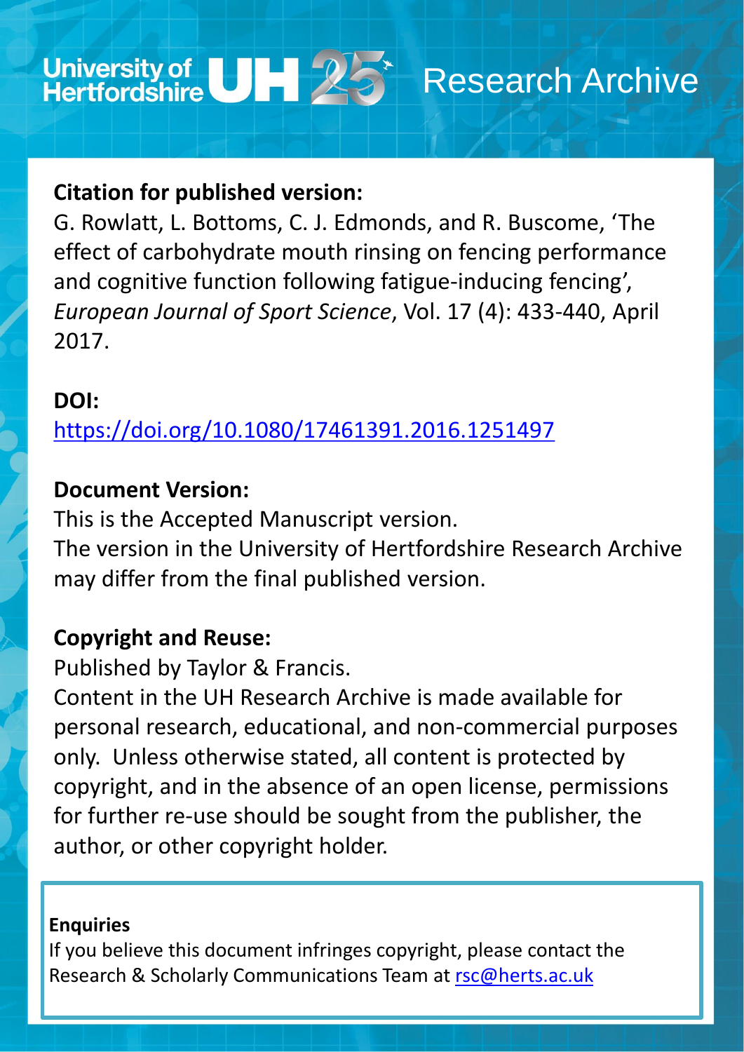University of Hertfordshire UH 25 Research Archive

**Citation for published version:**

G. Rowlatt, L. Bottoms, C. J. Edmonds, and R. Buscome, 'The effect of carbohydrate mouth rinsing on fencing performance and cognitive function following fatigue-inducing fencing', *European Journal of Sport Science*, Vol. 17 (4): 433-440, April 2017.

**DOI:**

https://doi.org/10.1080/17461391.2016.1251497

**Document Version:**

This is the Accepted Manuscript version.
The version in the University of Hertfordshire Research Archive may differ from the final published version.

**Copyright and Reuse:**

Published by Taylor & Francis.
Content in the UH Research Archive is made available for personal research, educational, and non-commercial purposes only. Unless otherwise stated, all content is protected by copyright, and in the absence of an open license, permissions for further re-use should be sought from the publisher, the author, or other copyright holder.

**Enquiries**

If you believe this document infringes copyright, please contact the Research & Scholarly Communications Team at rsc@herts.ac.uk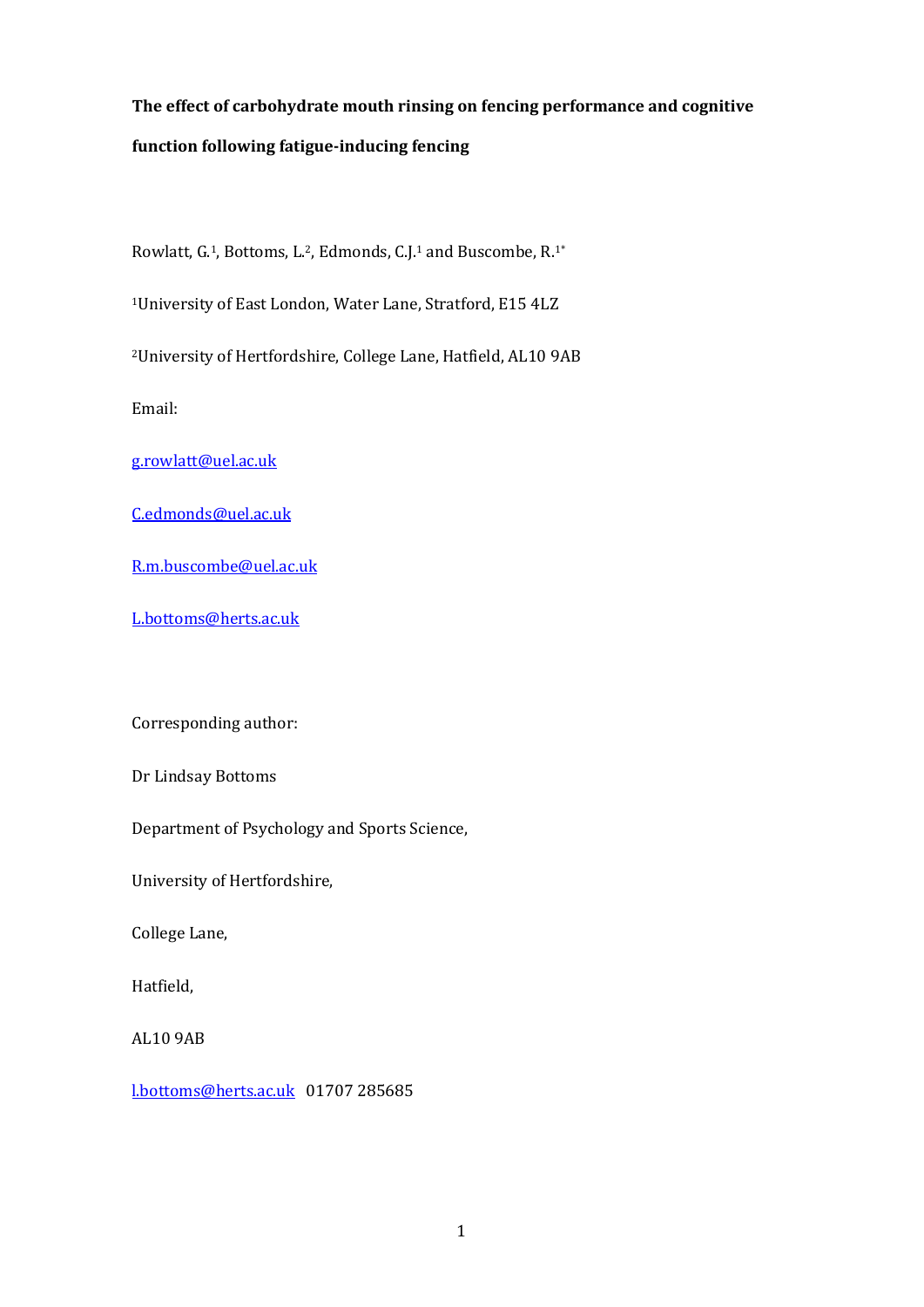**The effect of carbohydrate mouth rinsing on fencing performance and cognitive function following fatigue-inducing fencing**

Rowlatt, G.[1], Bottoms, L.[2], Edmonds, C.J.[1] and Buscombe, R.[1*]

[1]University of East London, Water Lane, Stratford, E15 4LZ

[2]University of Hertfordshire, College Lane, Hatfield, AL10 9AB

Email:

g.rowlatt@uel.ac.uk

C.edmonds@uel.ac.uk

R.m.buscombe@uel.ac.uk

L.bottoms@herts.ac.uk

Corresponding author:

Dr Lindsay Bottoms

Department of Psychology and Sports Science,

University of Hertfordshire,

College Lane,

Hatfield,

AL10 9AB

l.bottoms@herts.ac.uk 01707 285685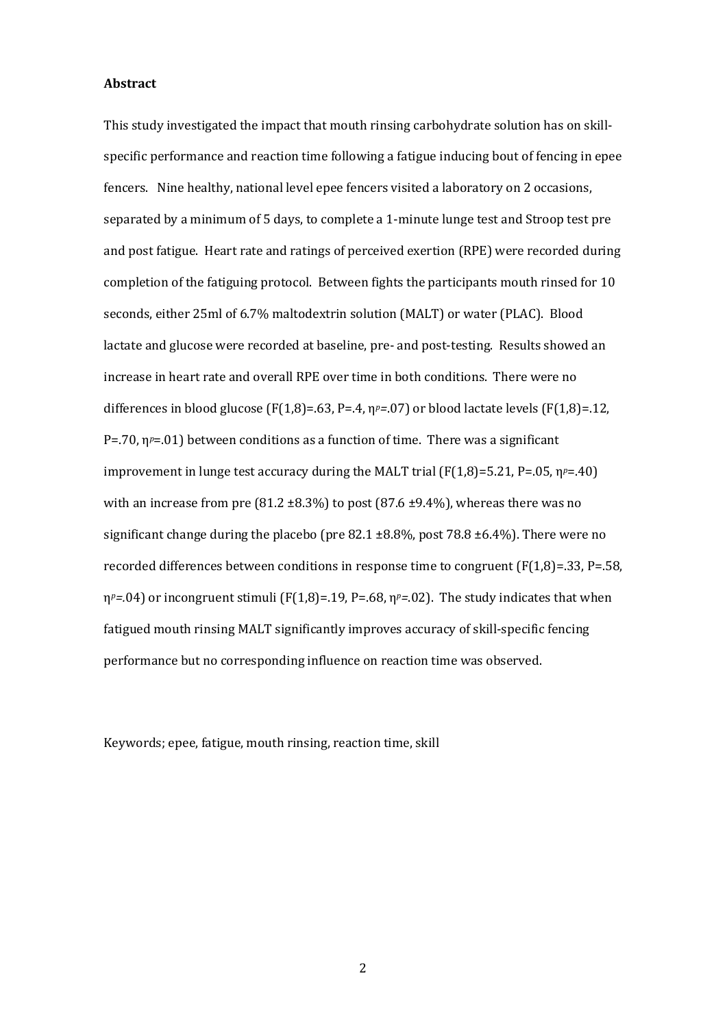**Abstract**

This study investigated the impact that mouth rinsing carbohydrate solution has on skill-specific performance and reaction time following a fatigue inducing bout of fencing in epee fencers. Nine healthy, national level epee fencers visited a laboratory on 2 occasions, separated by a minimum of 5 days, to complete a 1-minute lunge test and Stroop test pre and post fatigue. Heart rate and ratings of perceived exertion (RPE) were recorded during completion of the fatiguing protocol. Between fights the participants mouth rinsed for 10 seconds, either 25ml of 6.7% maltodextrin solution (MALT) or water (PLAC). Blood lactate and glucose were recorded at baseline, pre- and post-testing. Results showed an increase in heart rate and overall RPE over time in both conditions. There were no differences in blood glucose ($F(1,8)=.63$, $P=.4$, $\eta_p=.07$) or blood lactate levels ($F(1,8)=.12$, $P=.70$, $\eta_p=.01$) between conditions as a function of time. There was a significant improvement in lunge test accuracy during the MALT trial ($F(1,8)=5.21$, $P=.05$, $\eta_p=.40$) with an increase from pre (81.2 ±8.3%) to post (87.6 ±9.4%), whereas there was no significant change during the placebo (pre 82.1 ±8.8%, post 78.8 ±6.4%). There were no recorded differences between conditions in response time to congruent ($F(1,8)=.33$, $P=.58$, $\eta_p=.04$) or incongruent stimuli ($F(1,8)=.19$, $P=.68$, $\eta_p=.02$). The study indicates that when fatigued mouth rinsing MALT significantly improves accuracy of skill-specific fencing performance but no corresponding influence on reaction time was observed.

Keywords; epee, fatigue, mouth rinsing, reaction time, skill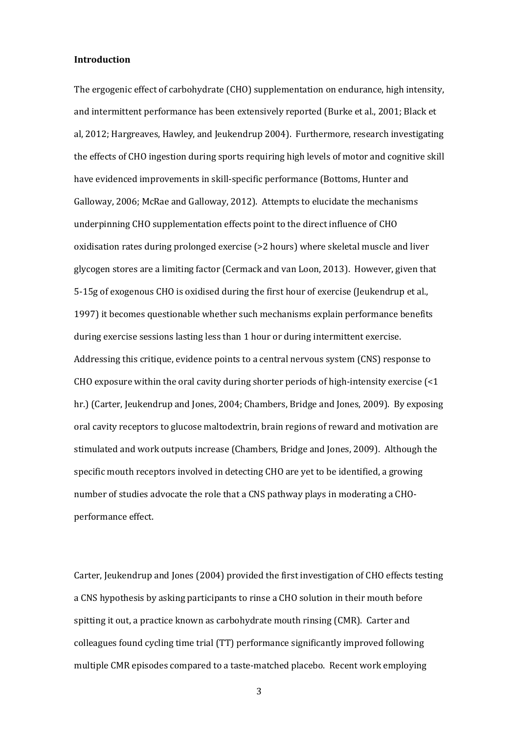## Introduction

The ergogenic effect of carbohydrate (CHO) supplementation on endurance, high intensity, and intermittent performance has been extensively reported (Burke et al., 2001; Black et al, 2012; Hargreaves, Hawley, and Jeukendrup 2004). Furthermore, research investigating the effects of CHO ingestion during sports requiring high levels of motor and cognitive skill have evidenced improvements in skill-specific performance (Bottoms, Hunter and Galloway, 2006; McRae and Galloway, 2012). Attempts to elucidate the mechanisms underpinning CHO supplementation effects point to the direct influence of CHO oxidisation rates during prolonged exercise (>2 hours) where skeletal muscle and liver glycogen stores are a limiting factor (Cermack and van Loon, 2013). However, given that 5-15g of exogenous CHO is oxidised during the first hour of exercise (Jeukendrup et al., 1997) it becomes questionable whether such mechanisms explain performance benefits during exercise sessions lasting less than 1 hour or during intermittent exercise. Addressing this critique, evidence points to a central nervous system (CNS) response to CHO exposure within the oral cavity during shorter periods of high-intensity exercise (<1 hr.) (Carter, Jeukendrup and Jones, 2004; Chambers, Bridge and Jones, 2009). By exposing oral cavity receptors to glucose maltodextrin, brain regions of reward and motivation are stimulated and work outputs increase (Chambers, Bridge and Jones, 2009). Although the specific mouth receptors involved in detecting CHO are yet to be identified, a growing number of studies advocate the role that a CNS pathway plays in moderating a CHO-performance effect.

Carter, Jeukendrup and Jones (2004) provided the first investigation of CHO effects testing a CNS hypothesis by asking participants to rinse a CHO solution in their mouth before spitting it out, a practice known as carbohydrate mouth rinsing (CMR). Carter and colleagues found cycling time trial (TT) performance significantly improved following multiple CMR episodes compared to a taste-matched placebo. Recent work employing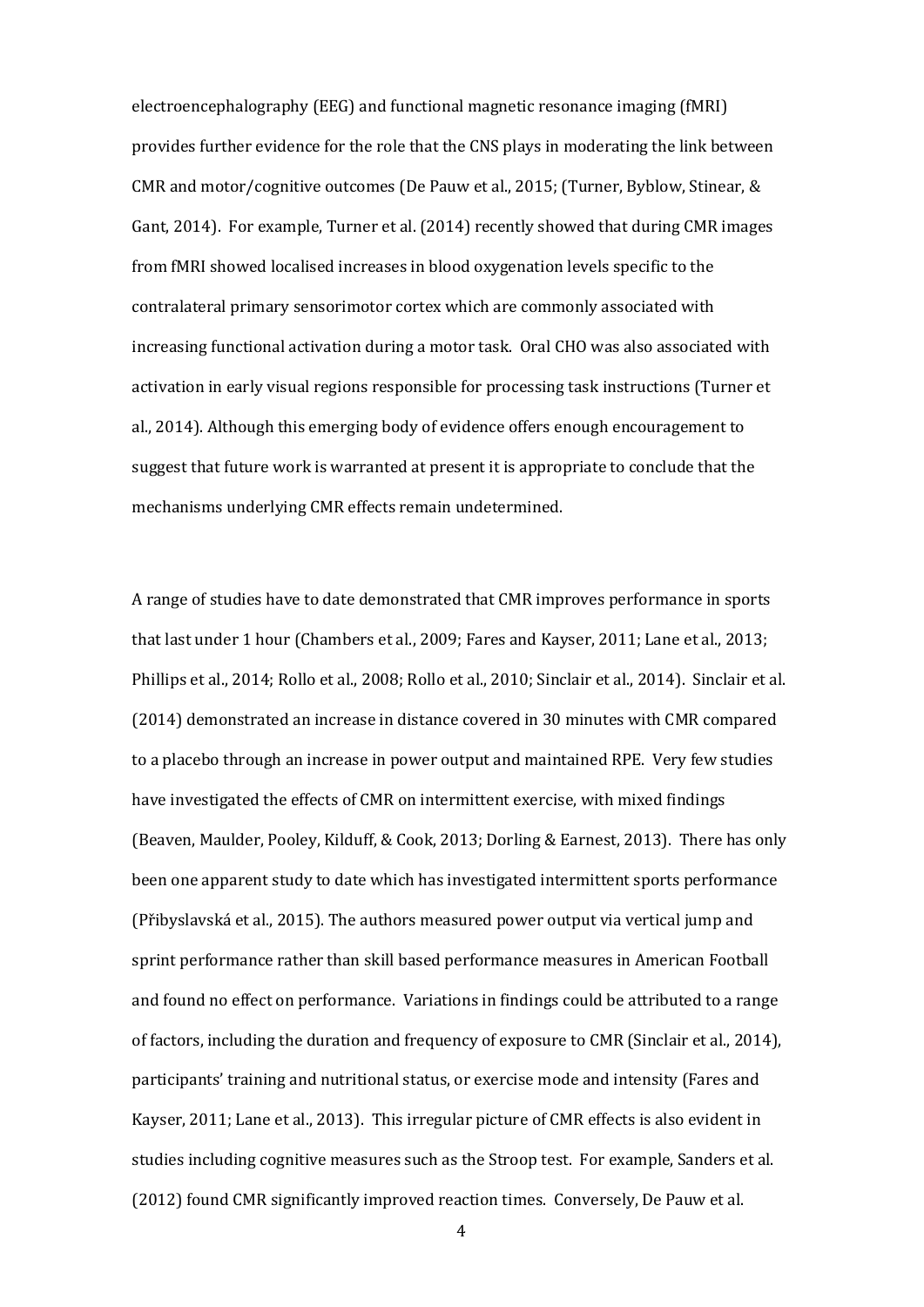electroencephalography (EEG) and functional magnetic resonance imaging (fMRI) provides further evidence for the role that the CNS plays in moderating the link between CMR and motor/cognitive outcomes (De Pauw et al., 2015; (Turner, Byblow, Stinear, & Gant, 2014). For example, Turner et al. (2014) recently showed that during CMR images from fMRI showed localised increases in blood oxygenation levels specific to the contralateral primary sensorimotor cortex which are commonly associated with increasing functional activation during a motor task. Oral CHO was also associated with activation in early visual regions responsible for processing task instructions (Turner et al., 2014). Although this emerging body of evidence offers enough encouragement to suggest that future work is warranted at present it is appropriate to conclude that the mechanisms underlying CMR effects remain undetermined.

A range of studies have to date demonstrated that CMR improves performance in sports that last under 1 hour (Chambers et al., 2009; Fares and Kayser, 2011; Lane et al., 2013; Phillips et al., 2014; Rollo et al., 2008; Rollo et al., 2010; Sinclair et al., 2014). Sinclair et al. (2014) demonstrated an increase in distance covered in 30 minutes with CMR compared to a placebo through an increase in power output and maintained RPE. Very few studies have investigated the effects of CMR on intermittent exercise, with mixed findings (Beaven, Maulder, Pooley, Kilduff, & Cook, 2013; Dorling & Earnest, 2013). There has only been one apparent study to date which has investigated intermittent sports performance (Přibyslavská et al., 2015). The authors measured power output via vertical jump and sprint performance rather than skill based performance measures in American Football and found no effect on performance. Variations in findings could be attributed to a range of factors, including the duration and frequency of exposure to CMR (Sinclair et al., 2014), participants' training and nutritional status, or exercise mode and intensity (Fares and Kayser, 2011; Lane et al., 2013). This irregular picture of CMR effects is also evident in studies including cognitive measures such as the Stroop test. For example, Sanders et al. (2012) found CMR significantly improved reaction times. Conversely, De Pauw et al.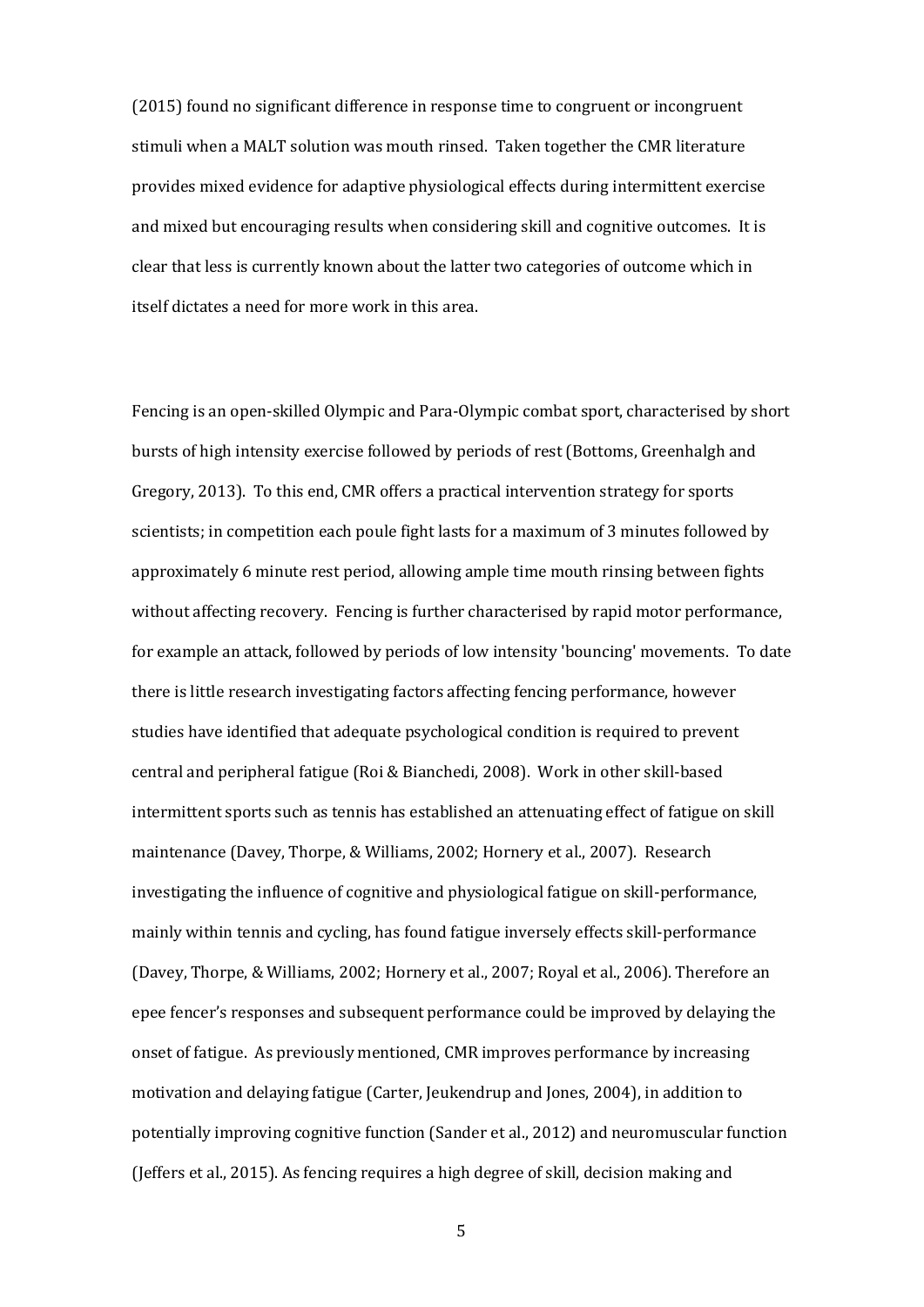(2015) found no significant difference in response time to congruent or incongruent stimuli when a MALT solution was mouth rinsed. Taken together the CMR literature provides mixed evidence for adaptive physiological effects during intermittent exercise and mixed but encouraging results when considering skill and cognitive outcomes. It is clear that less is currently known about the latter two categories of outcome which in itself dictates a need for more work in this area.

Fencing is an open-skilled Olympic and Para-Olympic combat sport, characterised by short bursts of high intensity exercise followed by periods of rest (Bottoms, Greenhalgh and Gregory, 2013). To this end, CMR offers a practical intervention strategy for sports scientists; in competition each poule fight lasts for a maximum of 3 minutes followed by approximately 6 minute rest period, allowing ample time mouth rinsing between fights without affecting recovery. Fencing is further characterised by rapid motor performance, for example an attack, followed by periods of low intensity 'bouncing' movements. To date there is little research investigating factors affecting fencing performance, however studies have identified that adequate psychological condition is required to prevent central and peripheral fatigue (Roi & Bianchedi, 2008). Work in other skill-based intermittent sports such as tennis has established an attenuating effect of fatigue on skill maintenance (Davey, Thorpe, & Williams, 2002; Hornery et al., 2007). Research investigating the influence of cognitive and physiological fatigue on skill-performance, mainly within tennis and cycling, has found fatigue inversely effects skill-performance (Davey, Thorpe, & Williams, 2002; Hornery et al., 2007; Royal et al., 2006). Therefore an epee fencer's responses and subsequent performance could be improved by delaying the onset of fatigue. As previously mentioned, CMR improves performance by increasing motivation and delaying fatigue (Carter, Jeukendrup and Jones, 2004), in addition to potentially improving cognitive function (Sander et al., 2012) and neuromuscular function (Jeffers et al., 2015). As fencing requires a high degree of skill, decision making and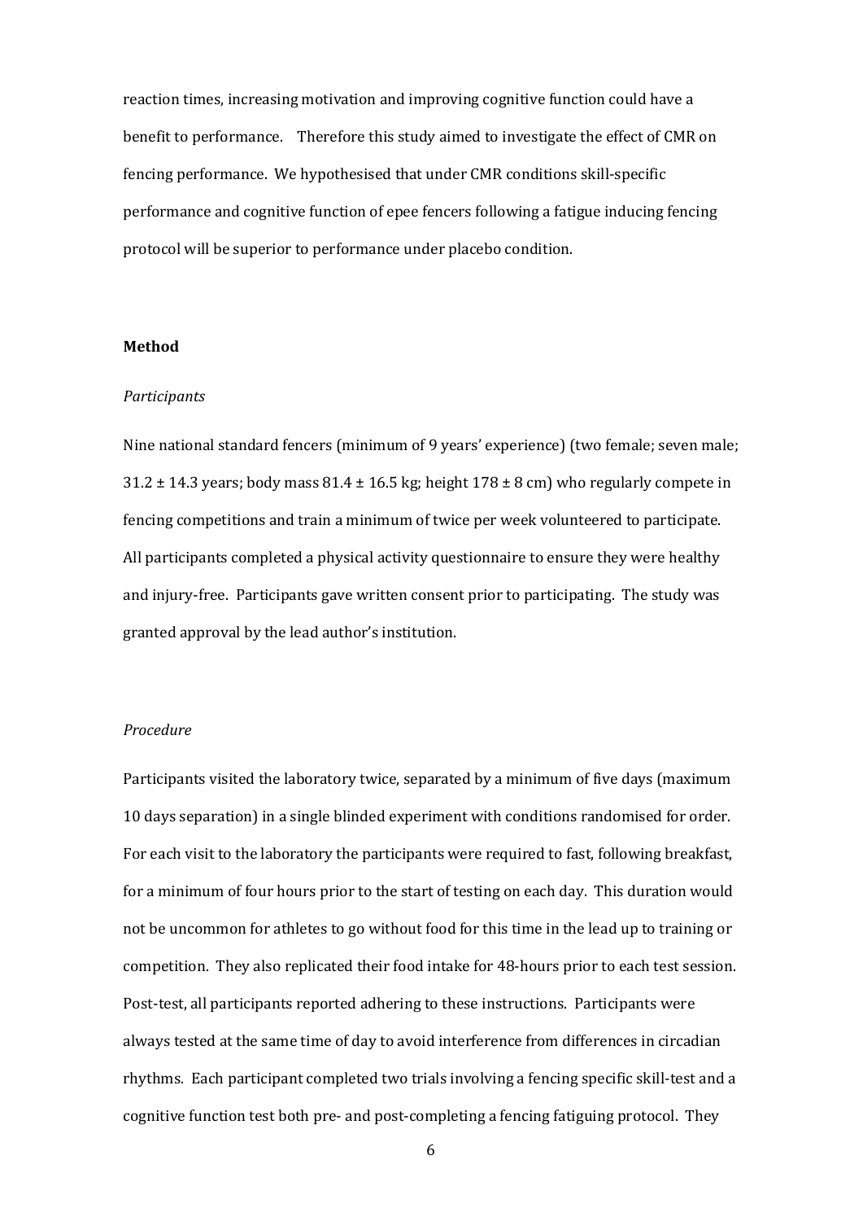reaction times, increasing motivation and improving cognitive function could have a benefit to performance. Therefore this study aimed to investigate the effect of CMR on fencing performance. We hypothesised that under CMR conditions skill-specific performance and cognitive function of epee fencers following a fatigue inducing fencing protocol will be superior to performance under placebo condition.

## Method

### *Participants*

Nine national standard fencers (minimum of 9 years' experience) (two female; seven male; $31.2 \pm 14.3$ years; body mass $81.4 \pm 16.5$ kg; height $178 \pm 8$ cm) who regularly compete in fencing competitions and train a minimum of twice per week volunteered to participate. All participants completed a physical activity questionnaire to ensure they were healthy and injury-free. Participants gave written consent prior to participating. The study was granted approval by the lead author's institution.

### *Procedure*

Participants visited the laboratory twice, separated by a minimum of five days (maximum 10 days separation) in a single blinded experiment with conditions randomised for order. For each visit to the laboratory the participants were required to fast, following breakfast, for a minimum of four hours prior to the start of testing on each day. This duration would not be uncommon for athletes to go without food for this time in the lead up to training or competition. They also replicated their food intake for 48-hours prior to each test session. Post-test, all participants reported adhering to these instructions. Participants were always tested at the same time of day to avoid interference from differences in circadian rhythms. Each participant completed two trials involving a fencing specific skill-test and a cognitive function test both pre- and post-completing a fencing fatiguing protocol. They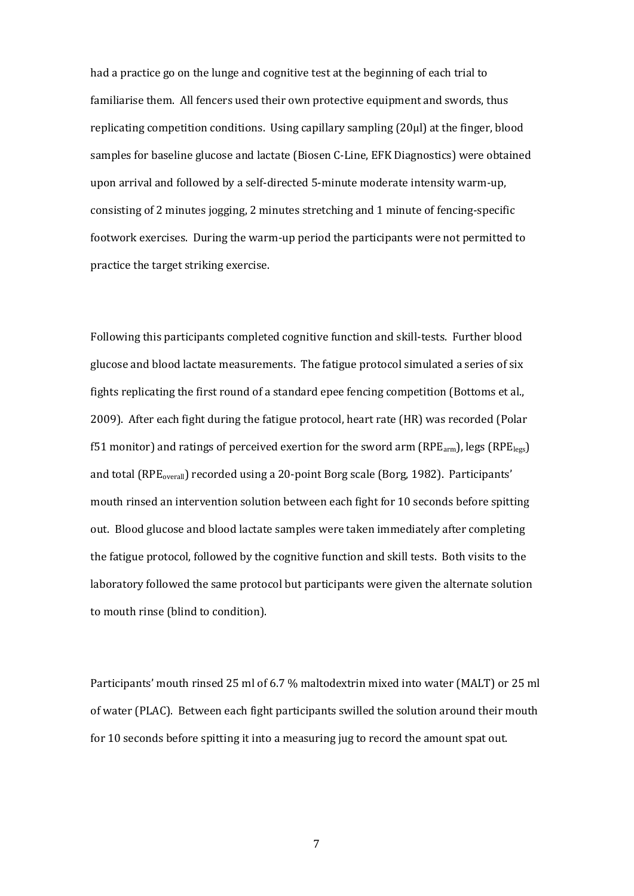had a practice go on the lunge and cognitive test at the beginning of each trial to familiarise them. All fencers used their own protective equipment and swords, thus replicating competition conditions. Using capillary sampling (20µl) at the finger, blood samples for baseline glucose and lactate (Biosen C-Line, EFK Diagnostics) were obtained upon arrival and followed by a self-directed 5-minute moderate intensity warm-up, consisting of 2 minutes jogging, 2 minutes stretching and 1 minute of fencing-specific footwork exercises. During the warm-up period the participants were not permitted to practice the target striking exercise.

Following this participants completed cognitive function and skill-tests. Further blood glucose and blood lactate measurements. The fatigue protocol simulated a series of six fights replicating the first round of a standard epee fencing competition (Bottoms et al., 2009). After each fight during the fatigue protocol, heart rate (HR) was recorded (Polar f51 monitor) and ratings of perceived exertion for the sword arm ($RPE_{arm}$), legs ($RPE_{legs}$) and total ($RPE_{overall}$) recorded using a 20-point Borg scale (Borg, 1982). Participants' mouth rinsed an intervention solution between each fight for 10 seconds before spitting out. Blood glucose and blood lactate samples were taken immediately after completing the fatigue protocol, followed by the cognitive function and skill tests. Both visits to the laboratory followed the same protocol but participants were given the alternate solution to mouth rinse (blind to condition).

Participants' mouth rinsed 25 ml of 6.7 % maltodextrin mixed into water (MALT) or 25 ml of water (PLAC). Between each fight participants swilled the solution around their mouth for 10 seconds before spitting it into a measuring jug to record the amount spat out.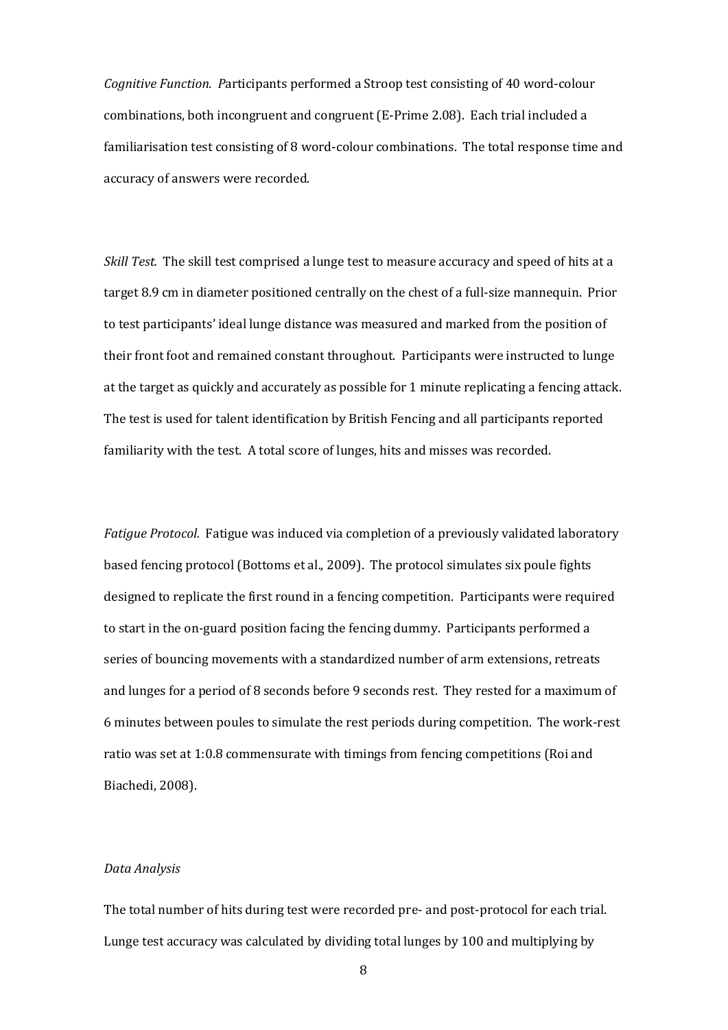*Cognitive Function. P*articipants performed a Stroop test consisting of 40 word-colour combinations, both incongruent and congruent (E-Prime 2.08). Each trial included a familiarisation test consisting of 8 word-colour combinations. The total response time and accuracy of answers were recorded.

*Skill Test.* The skill test comprised a lunge test to measure accuracy and speed of hits at a target 8.9 cm in diameter positioned centrally on the chest of a full-size mannequin. Prior to test participants' ideal lunge distance was measured and marked from the position of their front foot and remained constant throughout. Participants were instructed to lunge at the target as quickly and accurately as possible for 1 minute replicating a fencing attack. The test is used for talent identification by British Fencing and all participants reported familiarity with the test. A total score of lunges, hits and misses was recorded.

*Fatigue Protocol.* Fatigue was induced via completion of a previously validated laboratory based fencing protocol (Bottoms et al., 2009). The protocol simulates six poule fights designed to replicate the first round in a fencing competition. Participants were required to start in the on-guard position facing the fencing dummy. Participants performed a series of bouncing movements with a standardized number of arm extensions, retreats and lunges for a period of 8 seconds before 9 seconds rest. They rested for a maximum of 6 minutes between poules to simulate the rest periods during competition. The work-rest ratio was set at 1:0.8 commensurate with timings from fencing competitions (Roi and Biachedi, 2008).

*Data Analysis*

The total number of hits during test were recorded pre- and post-protocol for each trial. Lunge test accuracy was calculated by dividing total lunges by 100 and multiplying by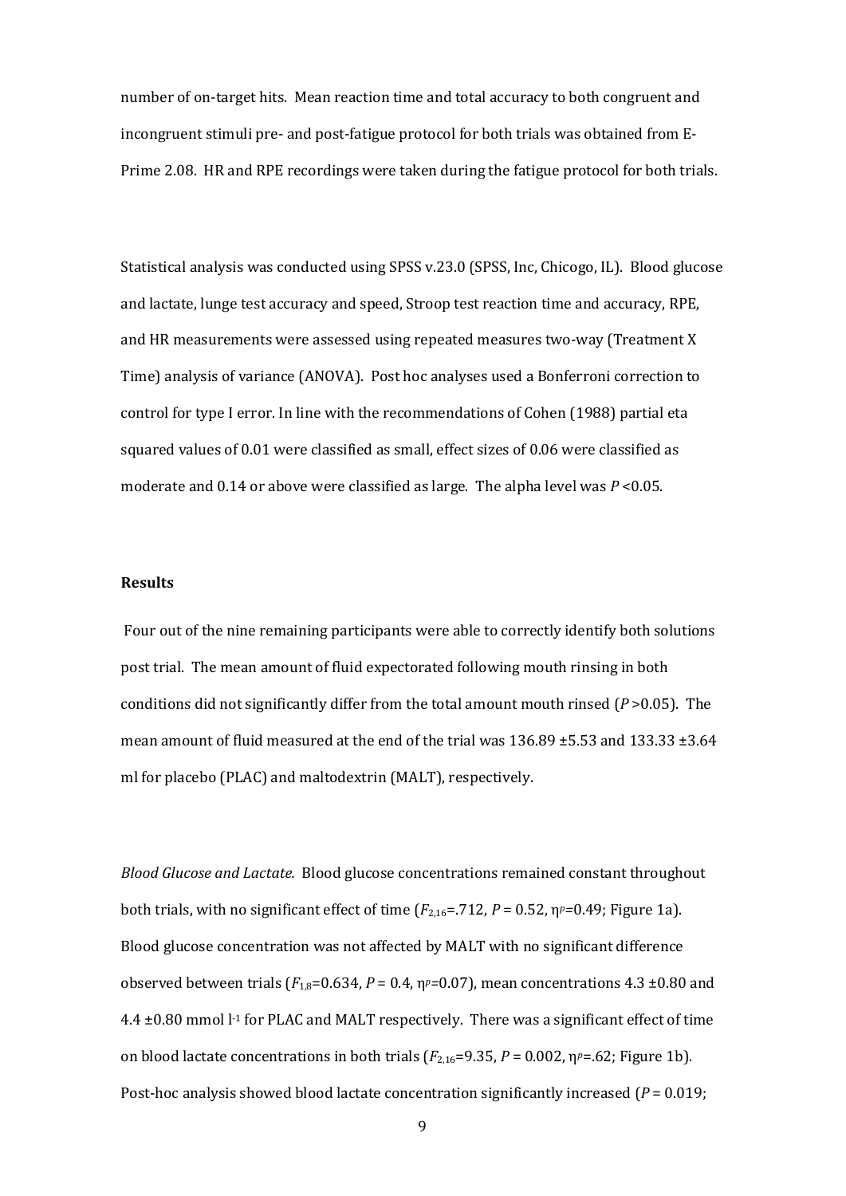number of on-target hits. Mean reaction time and total accuracy to both congruent and incongruent stimuli pre- and post-fatigue protocol for both trials was obtained from E-Prime 2.08. HR and RPE recordings were taken during the fatigue protocol for both trials.

Statistical analysis was conducted using SPSS v.23.0 (SPSS, Inc, Chicogo, IL). Blood glucose and lactate, lunge test accuracy and speed, Stroop test reaction time and accuracy, RPE, and HR measurements were assessed using repeated measures two-way (Treatment X Time) analysis of variance (ANOVA). Post hoc analyses used a Bonferroni correction to control for type I error. In line with the recommendations of Cohen (1988) partial eta squared values of 0.01 were classified as small, effect sizes of 0.06 were classified as moderate and 0.14 or above were classified as large. The alpha level was $P$ <0.05.

## Results

Four out of the nine remaining participants were able to correctly identify both solutions post trial. The mean amount of fluid expectorated following mouth rinsing in both conditions did not significantly differ from the total amount mouth rinsed ($P$ >0.05). The mean amount of fluid measured at the end of the trial was 136.89 ±5.53 and 133.33 ±3.64 ml for placebo (PLAC) and maltodextrin (MALT), respectively.

*Blood Glucose and Lactate.* Blood glucose concentrations remained constant throughout both trials, with no significant effect of time ($F_{2,16}$=.712, $P$ = 0.52, $\eta_p$=0.49; Figure 1a). Blood glucose concentration was not affected by MALT with no significant difference observed between trials ($F_{1,8}$=0.634, $P$ = 0.4, $\eta_p$=0.07), mean concentrations 4.3 ±0.80 and 4.4 ±0.80 mmol $l^{-1}$ for PLAC and MALT respectively. There was a significant effect of time on blood lactate concentrations in both trials ($F_{2,16}$=9.35, $P$ = 0.002, $\eta_p$=.62; Figure 1b). Post-hoc analysis showed blood lactate concentration significantly increased ($P$ = 0.019;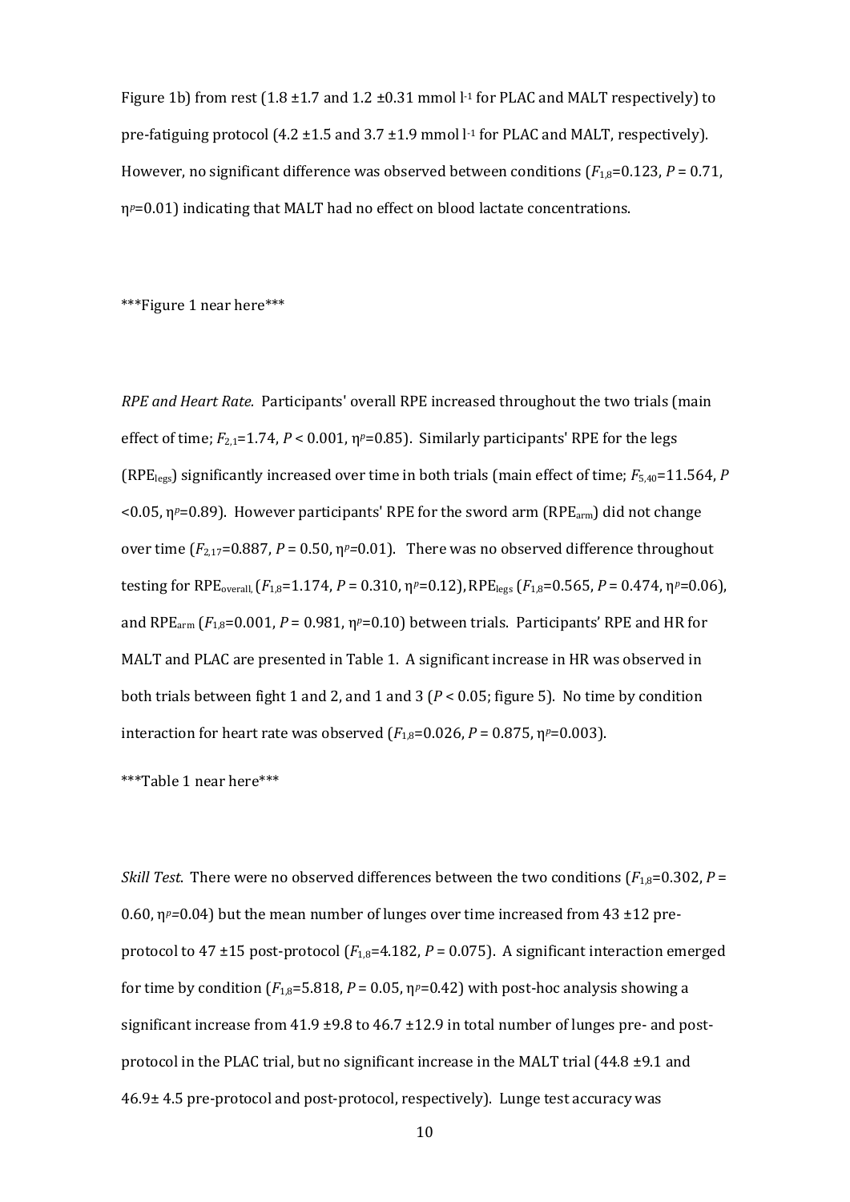Figure 1b) from rest (1.8 ±1.7 and 1.2 ±0.31 mmol $l^{-1}$ for PLAC and MALT respectively) to pre-fatiguing protocol (4.2 ±1.5 and 3.7 ±1.9 mmol $l^{-1}$ for PLAC and MALT, respectively). However, no significant difference was observed between conditions ($F_{1,8}$=0.123, $P$ = 0.71, $\eta_p$=0.01) indicating that MALT had no effect on blood lactate concentrations.

***Figure 1 near here***

*RPE and Heart Rate.* Participants' overall RPE increased throughout the two trials (main effect of time; $F_{2,1}$=1.74, $P$ < 0.001, $\eta_p$=0.85). Similarly participants' RPE for the legs ($RPE_{legs}$) significantly increased over time in both trials (main effect of time; $F_{5,40}$=11.564, $P$ <0.05, $\eta_p$=0.89). However participants' RPE for the sword arm ($RPE_{arm}$) did not change over time ($F_{2,17}$=0.887, $P$ = 0.50, $\eta_p$=0.01). There was no observed difference throughout testing for $RPE_{overall}$ ($F_{1,8}$=1.174, $P$ = 0.310, $\eta_p$=0.12), $RPE_{legs}$ ($F_{1,8}$=0.565, $P$ = 0.474, $\eta_p$=0.06), and $RPE_{arm}$ ($F_{1,8}$=0.001, $P$ = 0.981, $\eta_p$=0.10) between trials. Participants' RPE and HR for MALT and PLAC are presented in Table 1. A significant increase in HR was observed in both trials between fight 1 and 2, and 1 and 3 ($P$ < 0.05; figure 5). No time by condition interaction for heart rate was observed ($F_{1,8}$=0.026, $P$ = 0.875, $\eta_p$=0.003).

***Table 1 near here***

*Skill Test.* There were no observed differences between the two conditions ($F_{1,8}$=0.302, $P$ = 0.60, $\eta_p$=0.04) but the mean number of lunges over time increased from 43 ±12 pre-protocol to 47 ±15 post-protocol ($F_{1,8}$=4.182, $P$ = 0.075). A significant interaction emerged for time by condition ($F_{1,8}$=5.818, $P$ = 0.05, $\eta_p$=0.42) with post-hoc analysis showing a significant increase from 41.9 ±9.8 to 46.7 ±12.9 in total number of lunges pre- and post-protocol in the PLAC trial, but no significant increase in the MALT trial (44.8 ±9.1 and 46.9± 4.5 pre-protocol and post-protocol, respectively). Lunge test accuracy was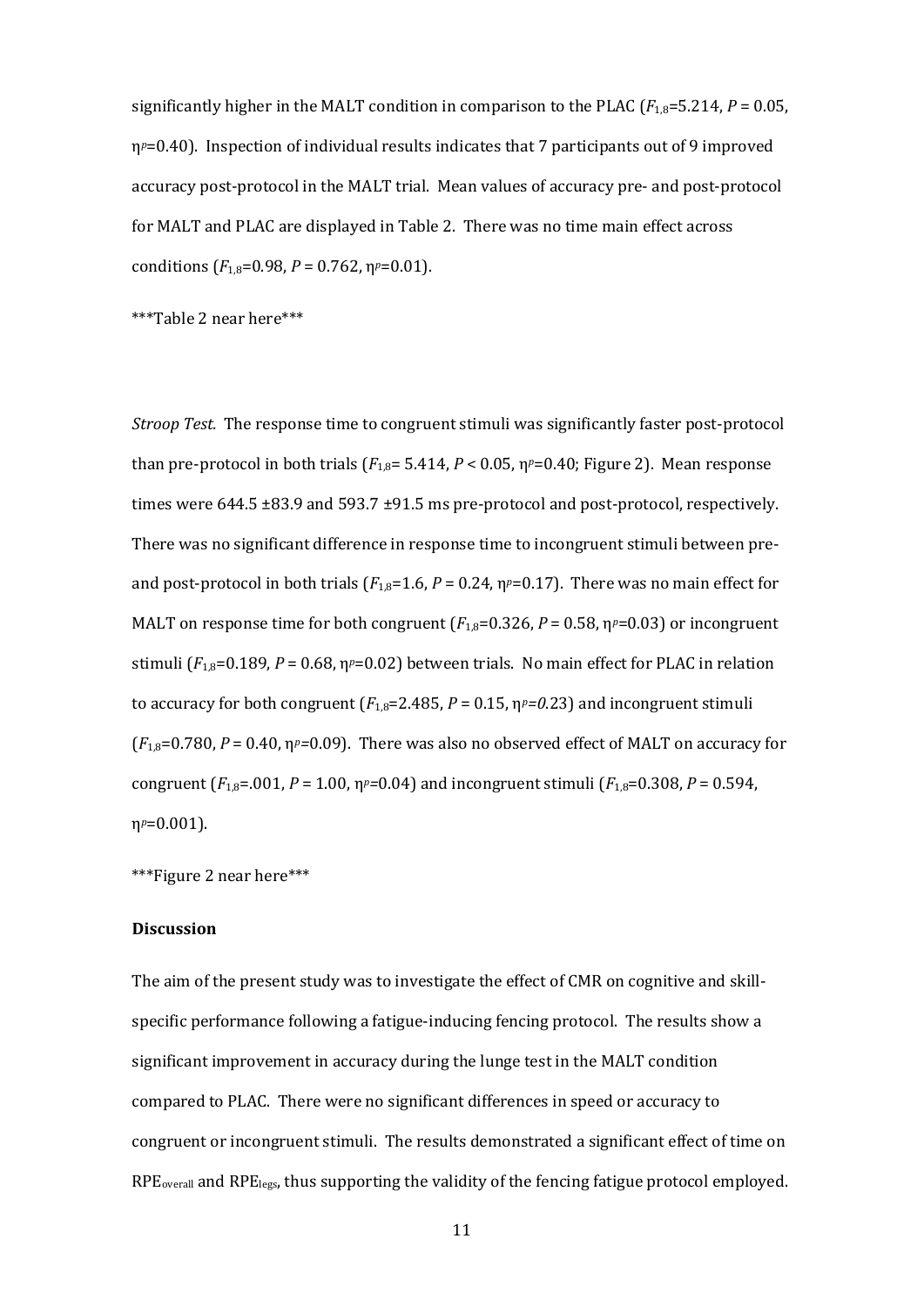significantly higher in the MALT condition in comparison to the PLAC ($F_{1,8}$=5.214, $P$ = 0.05, $\eta_p$=0.40). Inspection of individual results indicates that 7 participants out of 9 improved accuracy post-protocol in the MALT trial. Mean values of accuracy pre- and post-protocol for MALT and PLAC are displayed in Table 2. There was no time main effect across conditions ($F_{1,8}$=0.98, $P$ = 0.762, $\eta_p$=0.01).

\*\*\*Table 2 near here\*\*\*

*Stroop Test.* The response time to congruent stimuli was significantly faster post-protocol than pre-protocol in both trials ($F_{1,8}$= 5.414, $P$ < 0.05, $\eta_p$=0.40; Figure 2). Mean response times were 644.5 ±83.9 and 593.7 ±91.5 ms pre-protocol and post-protocol, respectively. There was no significant difference in response time to incongruent stimuli between pre- and post-protocol in both trials ($F_{1,8}$=1.6, $P$ = 0.24, $\eta_p$=0.17). There was no main effect for MALT on response time for both congruent ($F_{1,8}$=0.326, $P$ = 0.58, $\eta_p$=0.03) or incongruent stimuli ($F_{1,8}$=0.189, $P$ = 0.68, $\eta_p$=0.02) between trials. No main effect for PLAC in relation to accuracy for both congruent ($F_{1,8}$=2.485, $P$ = 0.15, $\eta_p$=0.23) and incongruent stimuli ($F_{1,8}$=0.780, $P$ = 0.40, $\eta_p$=0.09). There was also no observed effect of MALT on accuracy for congruent ($F_{1,8}$=.001, $P$ = 1.00, $\eta_p$=0.04) and incongruent stimuli ($F_{1,8}$=0.308, $P$ = 0.594, $\eta_p$=0.001).

\*\*\*Figure 2 near here\*\*\*

**Discussion**

The aim of the present study was to investigate the effect of CMR on cognitive and skill-specific performance following a fatigue-inducing fencing protocol. The results show a significant improvement in accuracy during the lunge test in the MALT condition compared to PLAC. There were no significant differences in speed or accuracy to congruent or incongruent stimuli. The results demonstrated a significant effect of time on $RPE_{overall}$ and $RPE_{legs}$, thus supporting the validity of the fencing fatigue protocol employed.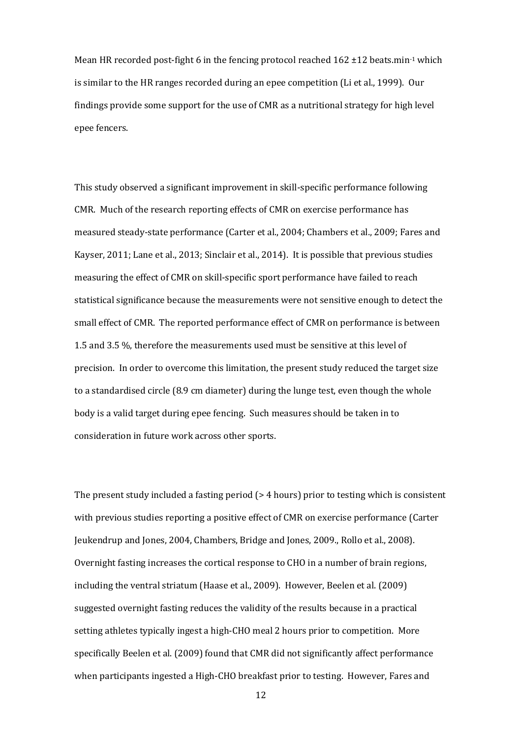Mean HR recorded post-fight 6 in the fencing protocol reached 162 ±12 beats.min$^{-1}$ which is similar to the HR ranges recorded during an epee competition (Li et al., 1999). Our findings provide some support for the use of CMR as a nutritional strategy for high level epee fencers.

This study observed a significant improvement in skill-specific performance following CMR. Much of the research reporting effects of CMR on exercise performance has measured steady-state performance (Carter et al., 2004; Chambers et al., 2009; Fares and Kayser, 2011; Lane et al., 2013; Sinclair et al., 2014). It is possible that previous studies measuring the effect of CMR on skill-specific sport performance have failed to reach statistical significance because the measurements were not sensitive enough to detect the small effect of CMR. The reported performance effect of CMR on performance is between 1.5 and 3.5 %, therefore the measurements used must be sensitive at this level of precision. In order to overcome this limitation, the present study reduced the target size to a standardised circle (8.9 cm diameter) during the lunge test, even though the whole body is a valid target during epee fencing. Such measures should be taken in to consideration in future work across other sports.

The present study included a fasting period (> 4 hours) prior to testing which is consistent with previous studies reporting a positive effect of CMR on exercise performance (Carter Jeukendrup and Jones, 2004, Chambers, Bridge and Jones, 2009., Rollo et al., 2008). Overnight fasting increases the cortical response to CHO in a number of brain regions, including the ventral striatum (Haase et al., 2009). However, Beelen et al. (2009) suggested overnight fasting reduces the validity of the results because in a practical setting athletes typically ingest a high-CHO meal 2 hours prior to competition. More specifically Beelen et al. (2009) found that CMR did not significantly affect performance when participants ingested a High-CHO breakfast prior to testing. However, Fares and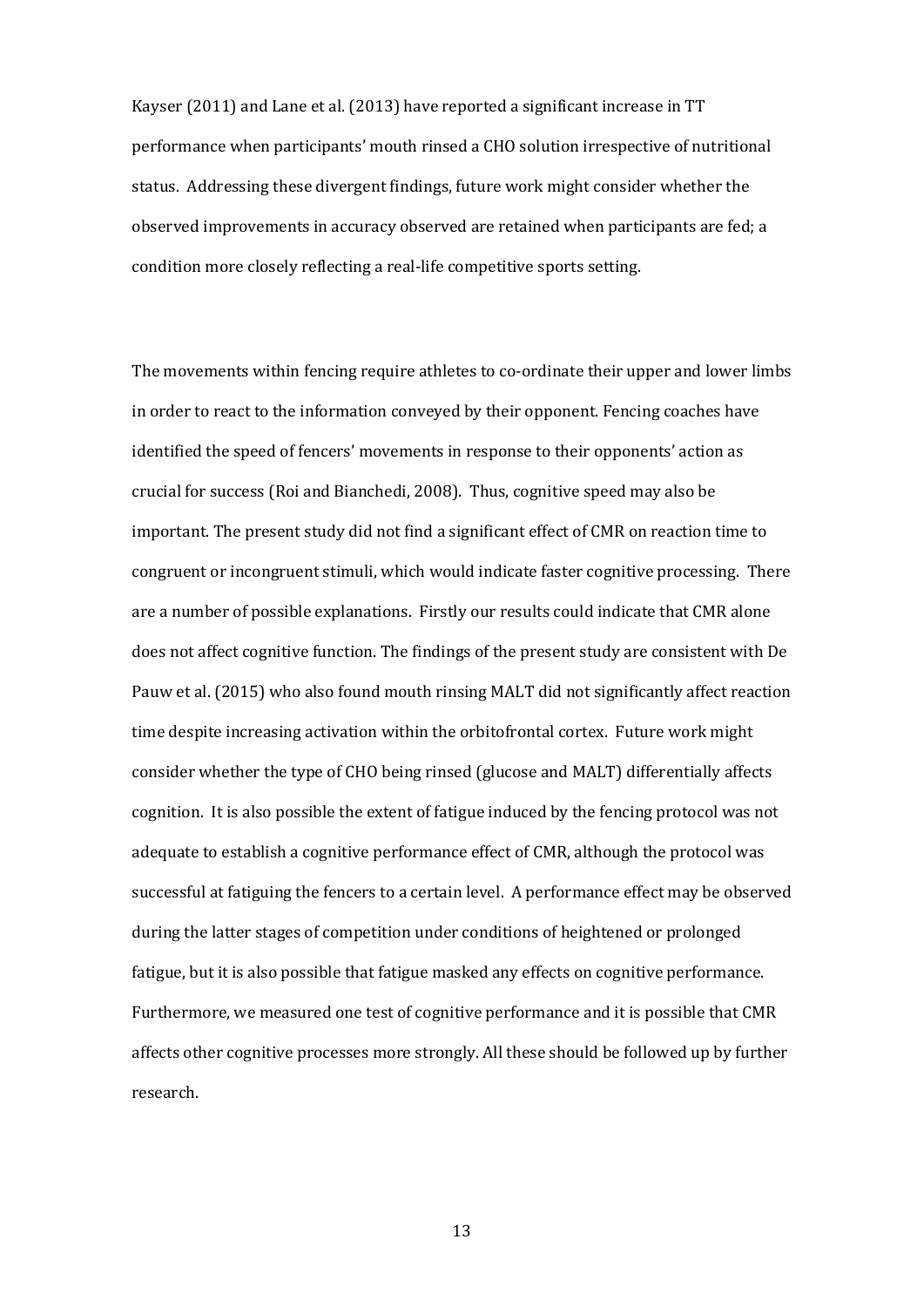Kayser (2011) and Lane et al. (2013) have reported a significant increase in TT performance when participants' mouth rinsed a CHO solution irrespective of nutritional status. Addressing these divergent findings, future work might consider whether the observed improvements in accuracy observed are retained when participants are fed; a condition more closely reflecting a real-life competitive sports setting.

The movements within fencing require athletes to co-ordinate their upper and lower limbs in order to react to the information conveyed by their opponent. Fencing coaches have identified the speed of fencers' movements in response to their opponents' action as crucial for success (Roi and Bianchedi, 2008). Thus, cognitive speed may also be important. The present study did not find a significant effect of CMR on reaction time to congruent or incongruent stimuli, which would indicate faster cognitive processing. There are a number of possible explanations. Firstly our results could indicate that CMR alone does not affect cognitive function. The findings of the present study are consistent with De Pauw et al. (2015) who also found mouth rinsing MALT did not significantly affect reaction time despite increasing activation within the orbitofrontal cortex. Future work might consider whether the type of CHO being rinsed (glucose and MALT) differentially affects cognition. It is also possible the extent of fatigue induced by the fencing protocol was not adequate to establish a cognitive performance effect of CMR, although the protocol was successful at fatiguing the fencers to a certain level. A performance effect may be observed during the latter stages of competition under conditions of heightened or prolonged fatigue, but it is also possible that fatigue masked any effects on cognitive performance. Furthermore, we measured one test of cognitive performance and it is possible that CMR affects other cognitive processes more strongly. All these should be followed up by further research.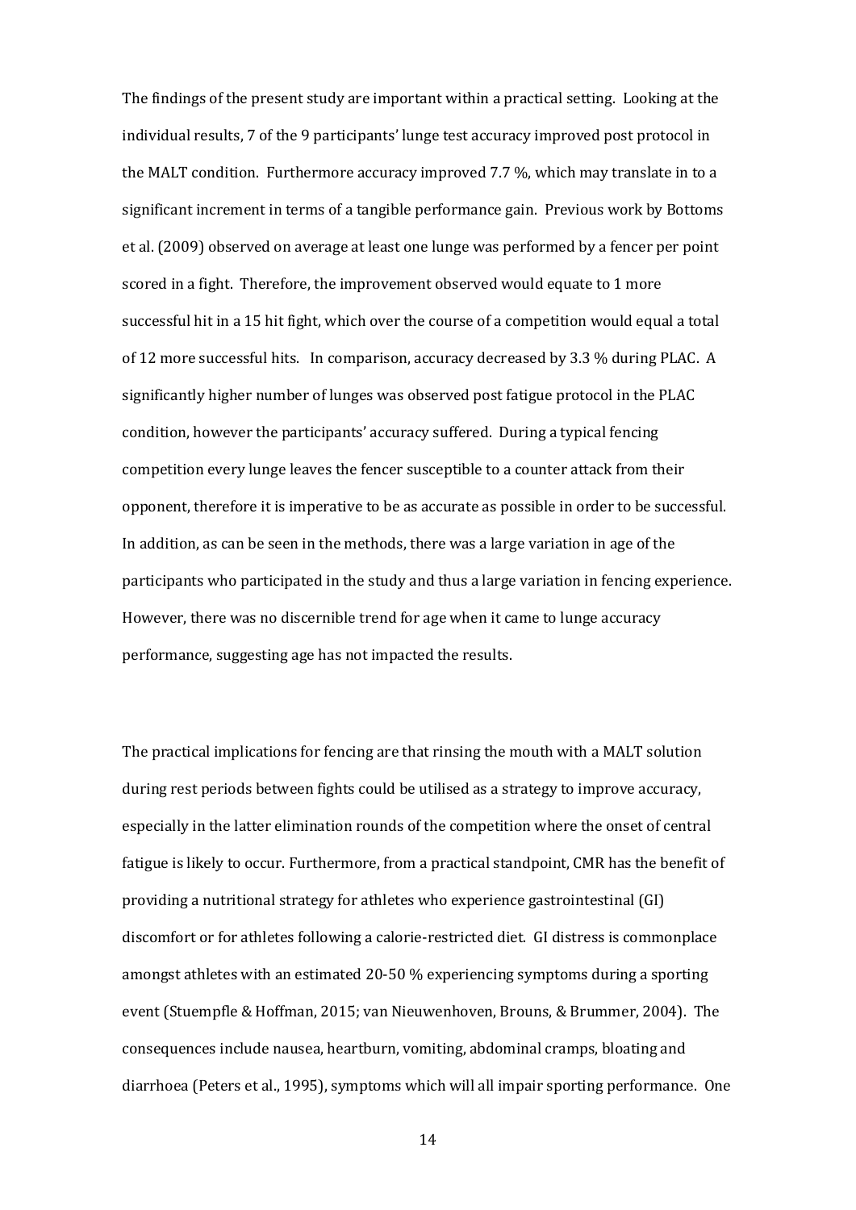The findings of the present study are important within a practical setting. Looking at the individual results, 7 of the 9 participants' lunge test accuracy improved post protocol in the MALT condition. Furthermore accuracy improved 7.7 %, which may translate in to a significant increment in terms of a tangible performance gain. Previous work by Bottoms et al. (2009) observed on average at least one lunge was performed by a fencer per point scored in a fight. Therefore, the improvement observed would equate to 1 more successful hit in a 15 hit fight, which over the course of a competition would equal a total of 12 more successful hits. In comparison, accuracy decreased by 3.3 % during PLAC. A significantly higher number of lunges was observed post fatigue protocol in the PLAC condition, however the participants' accuracy suffered. During a typical fencing competition every lunge leaves the fencer susceptible to a counter attack from their opponent, therefore it is imperative to be as accurate as possible in order to be successful. In addition, as can be seen in the methods, there was a large variation in age of the participants who participated in the study and thus a large variation in fencing experience. However, there was no discernible trend for age when it came to lunge accuracy performance, suggesting age has not impacted the results.

The practical implications for fencing are that rinsing the mouth with a MALT solution during rest periods between fights could be utilised as a strategy to improve accuracy, especially in the latter elimination rounds of the competition where the onset of central fatigue is likely to occur. Furthermore, from a practical standpoint, CMR has the benefit of providing a nutritional strategy for athletes who experience gastrointestinal (GI) discomfort or for athletes following a calorie-restricted diet. GI distress is commonplace amongst athletes with an estimated 20-50 % experiencing symptoms during a sporting event (Stuempfle & Hoffman, 2015; van Nieuwenhoven, Brouns, & Brummer, 2004). The consequences include nausea, heartburn, vomiting, abdominal cramps, bloating and diarrhoea (Peters et al., 1995), symptoms which will all impair sporting performance. One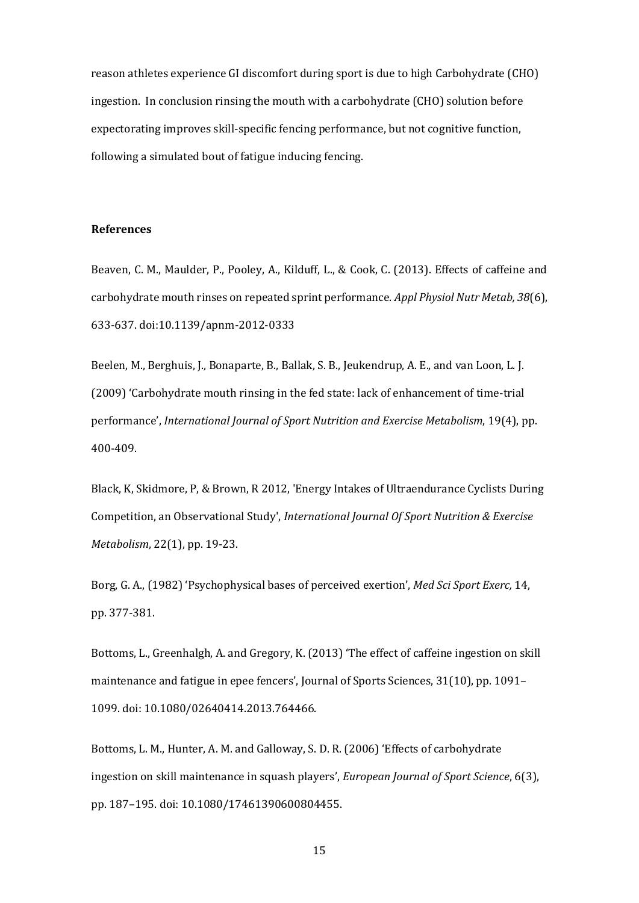reason athletes experience GI discomfort during sport is due to high Carbohydrate (CHO) ingestion. In conclusion rinsing the mouth with a carbohydrate (CHO) solution before expectorating improves skill-specific fencing performance, but not cognitive function, following a simulated bout of fatigue inducing fencing.

**References**

Beaven, C. M., Maulder, P., Pooley, A., Kilduff, L., & Cook, C. (2013). Effects of caffeine and carbohydrate mouth rinses on repeated sprint performance. *Appl Physiol Nutr Metab, 38*(6), 633-637. doi:10.1139/apnm-2012-0333

Beelen, M., Berghuis, J., Bonaparte, B., Ballak, S. B., Jeukendrup, A. E., and van Loon, L. J. (2009) 'Carbohydrate mouth rinsing in the fed state: lack of enhancement of time-trial performance', *International Journal of Sport Nutrition and Exercise Metabolism*, 19(4), pp. 400-409.

Black, K, Skidmore, P, & Brown, R 2012, 'Energy Intakes of Ultraendurance Cyclists During Competition, an Observational Study', *International Journal Of Sport Nutrition & Exercise Metabolism*, 22(1), pp. 19-23.

Borg, G. A., (1982) 'Psychophysical bases of perceived exertion', *Med Sci Sport Exerc,* 14, pp. 377-381.

Bottoms, L., Greenhalgh, A. and Gregory, K. (2013) 'The effect of caffeine ingestion on skill maintenance and fatigue in epee fencers', Journal of Sports Sciences, 31(10), pp. 1091–1099. doi: 10.1080/02640414.2013.764466.

Bottoms, L. M., Hunter, A. M. and Galloway, S. D. R. (2006) 'Effects of carbohydrate ingestion on skill maintenance in squash players', *European Journal of Sport Science*, 6(3), pp. 187–195. doi: 10.1080/17461390600804455.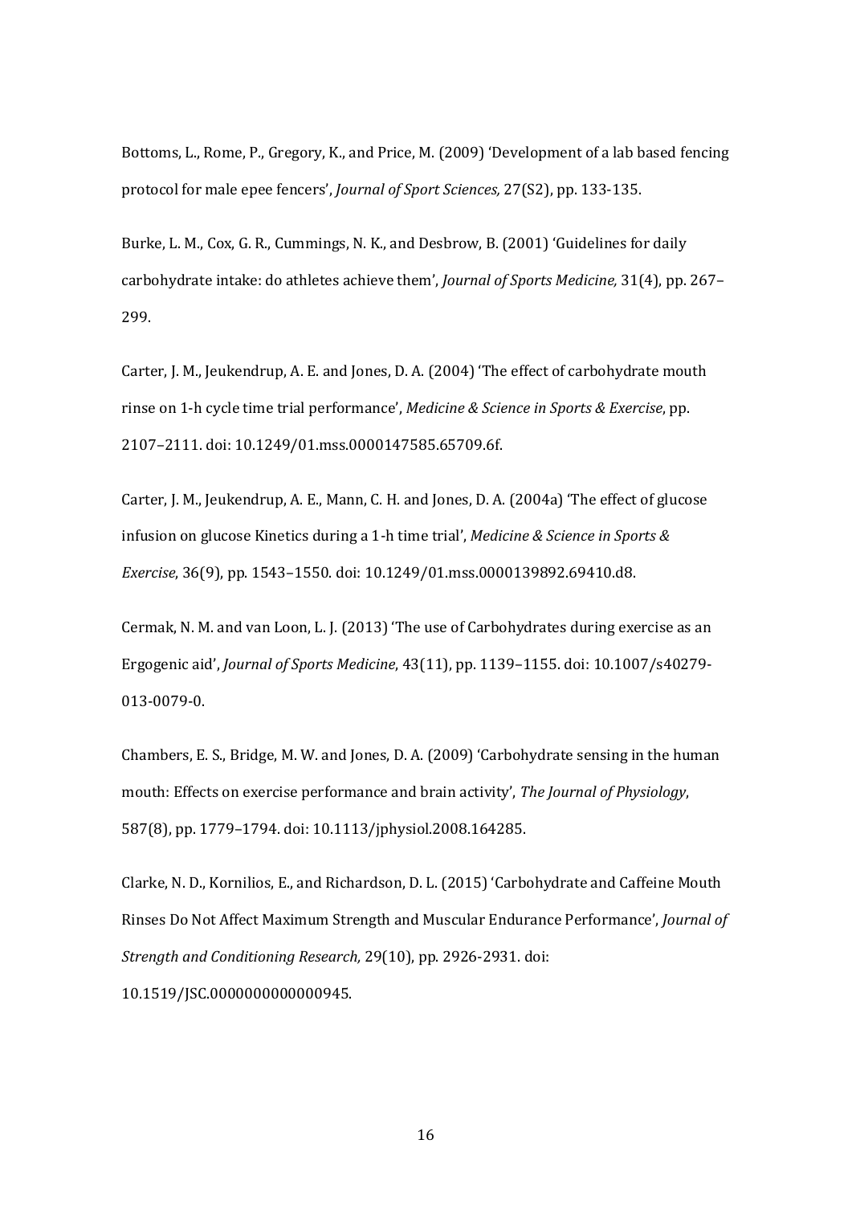Bottoms, L., Rome, P., Gregory, K., and Price, M. (2009) 'Development of a lab based fencing protocol for male epee fencers', *Journal of Sport Sciences,* 27(S2), pp. 133-135.

Burke, L. M., Cox, G. R., Cummings, N. K., and Desbrow, B. (2001) 'Guidelines for daily carbohydrate intake: do athletes achieve them', *Journal of Sports Medicine,* 31(4), pp. 267–299.

Carter, J. M., Jeukendrup, A. E. and Jones, D. A. (2004) 'The effect of carbohydrate mouth rinse on 1-h cycle time trial performance', *Medicine & Science in Sports & Exercise*, pp. 2107–2111. doi: 10.1249/01.mss.0000147585.65709.6f.

Carter, J. M., Jeukendrup, A. E., Mann, C. H. and Jones, D. A. (2004a) 'The effect of glucose infusion on glucose Kinetics during a 1-h time trial', *Medicine & Science in Sports & Exercise*, 36(9), pp. 1543–1550. doi: 10.1249/01.mss.0000139892.69410.d8.

Cermak, N. M. and van Loon, L. J. (2013) 'The use of Carbohydrates during exercise as an Ergogenic aid', *Journal of Sports Medicine*, 43(11), pp. 1139–1155. doi: 10.1007/s40279-013-0079-0.

Chambers, E. S., Bridge, M. W. and Jones, D. A. (2009) 'Carbohydrate sensing in the human mouth: Effects on exercise performance and brain activity', *The Journal of Physiology*, 587(8), pp. 1779–1794. doi: 10.1113/jphysiol.2008.164285.

Clarke, N. D., Kornilios, E., and Richardson, D. L. (2015) 'Carbohydrate and Caffeine Mouth Rinses Do Not Affect Maximum Strength and Muscular Endurance Performance', *Journal of Strength and Conditioning Research,* 29(10), pp. 2926-2931. doi: 10.1519/JSC.0000000000000945.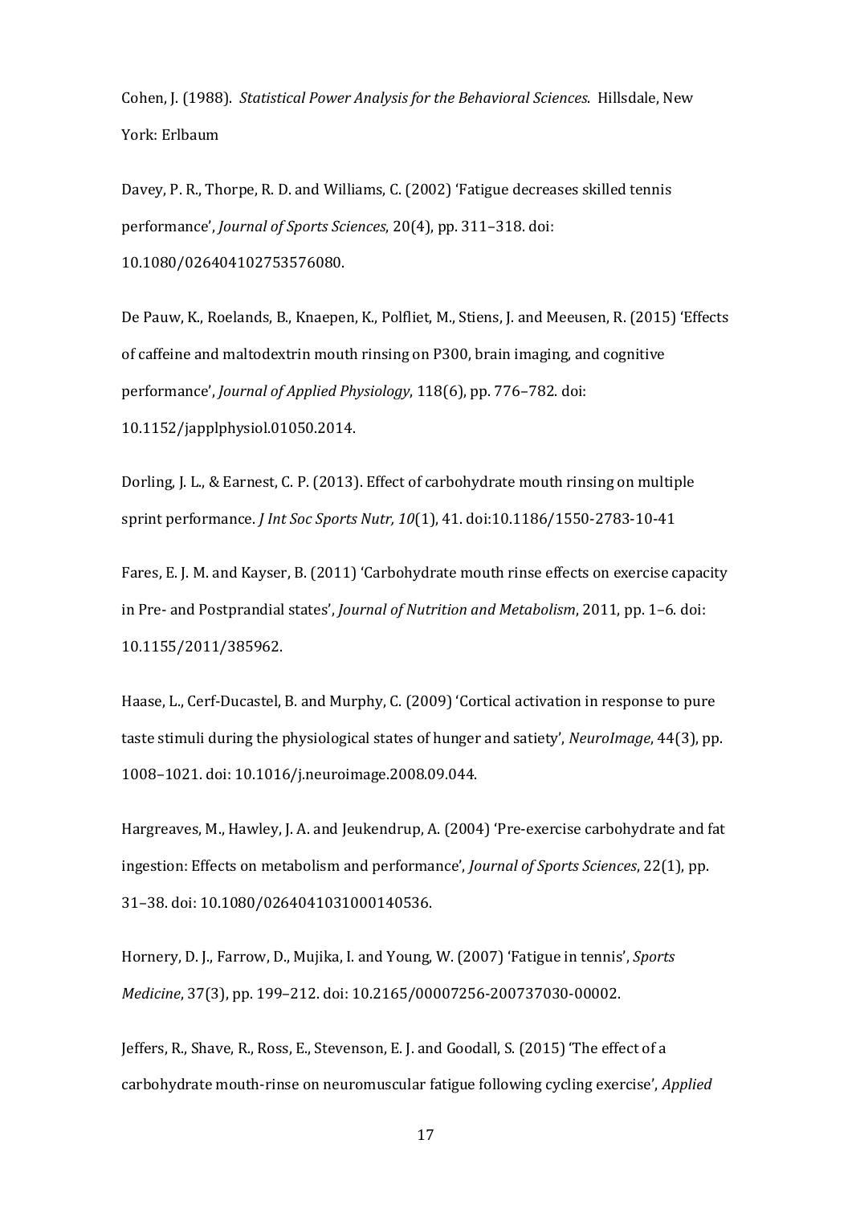Cohen, J. (1988). *Statistical Power Analysis for the Behavioral Sciences*. Hillsdale, New York: Erlbaum

Davey, P. R., Thorpe, R. D. and Williams, C. (2002) 'Fatigue decreases skilled tennis performance', *Journal of Sports Sciences*, 20(4), pp. 311–318. doi: 10.1080/026404102753576080.

De Pauw, K., Roelands, B., Knaepen, K., Polfliet, M., Stiens, J. and Meeusen, R. (2015) 'Effects of caffeine and maltodextrin mouth rinsing on P300, brain imaging, and cognitive performance', *Journal of Applied Physiology*, 118(6), pp. 776–782. doi: 10.1152/japplphysiol.01050.2014.

Dorling, J. L., & Earnest, C. P. (2013). Effect of carbohydrate mouth rinsing on multiple sprint performance. *J Int Soc Sports Nutr, 10*(1), 41. doi:10.1186/1550-2783-10-41

Fares, E. J. M. and Kayser, B. (2011) 'Carbohydrate mouth rinse effects on exercise capacity in Pre- and Postprandial states', *Journal of Nutrition and Metabolism*, 2011, pp. 1–6. doi: 10.1155/2011/385962.

Haase, L., Cerf-Ducastel, B. and Murphy, C. (2009) 'Cortical activation in response to pure taste stimuli during the physiological states of hunger and satiety', *NeuroImage*, 44(3), pp. 1008–1021. doi: 10.1016/j.neuroimage.2008.09.044.

Hargreaves, M., Hawley, J. A. and Jeukendrup, A. (2004) 'Pre-exercise carbohydrate and fat ingestion: Effects on metabolism and performance', *Journal of Sports Sciences*, 22(1), pp. 31–38. doi: 10.1080/0264041031000140536.

Hornery, D. J., Farrow, D., Mujika, I. and Young, W. (2007) 'Fatigue in tennis', *Sports Medicine*, 37(3), pp. 199–212. doi: 10.2165/00007256-200737030-00002.

Jeffers, R., Shave, R., Ross, E., Stevenson, E. J. and Goodall, S. (2015) 'The effect of a carbohydrate mouth-rinse on neuromuscular fatigue following cycling exercise', *Applied*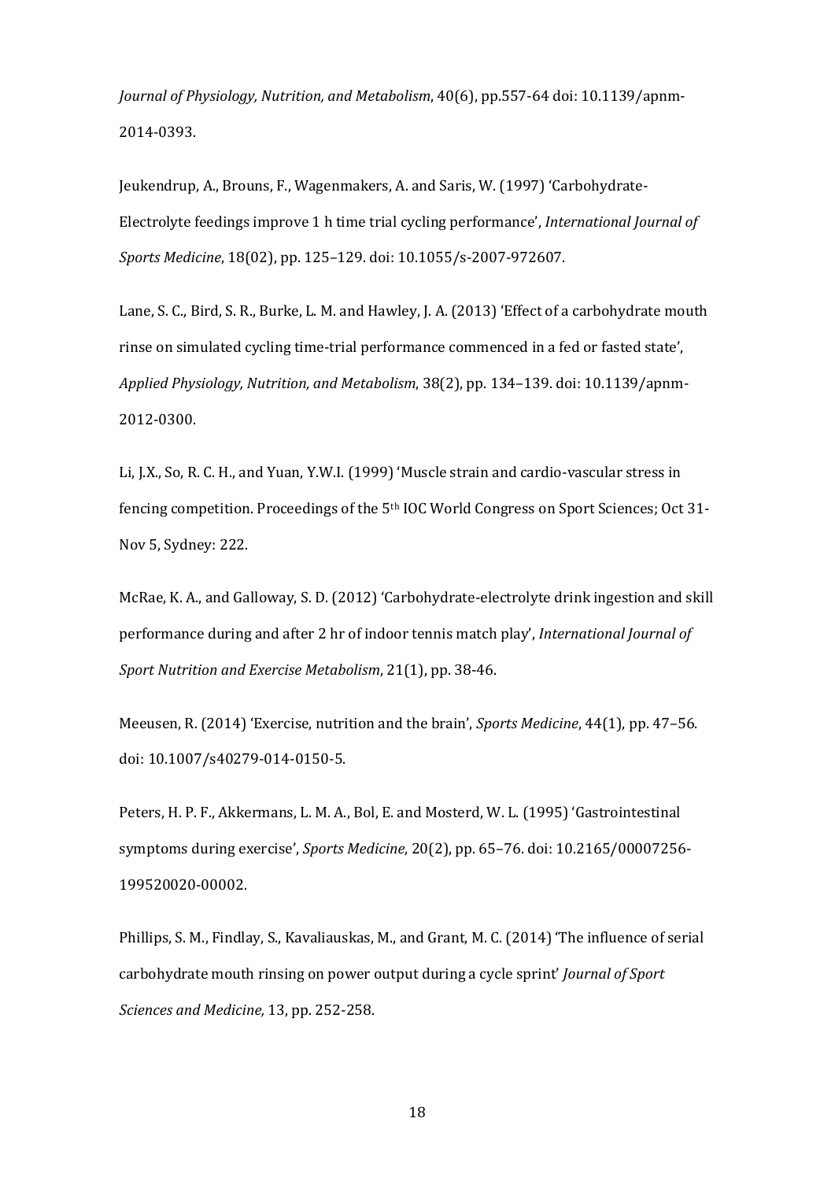*Journal of Physiology, Nutrition, and Metabolism*, 40(6), pp.557-64 doi: 10.1139/apnm-2014-0393.

Jeukendrup, A., Brouns, F., Wagenmakers, A. and Saris, W. (1997) 'Carbohydrate-Electrolyte feedings improve 1 h time trial cycling performance', *International Journal of Sports Medicine*, 18(02), pp. 125–129. doi: 10.1055/s-2007-972607.

Lane, S. C., Bird, S. R., Burke, L. M. and Hawley, J. A. (2013) 'Effect of a carbohydrate mouth rinse on simulated cycling time-trial performance commenced in a fed or fasted state', *Applied Physiology, Nutrition, and Metabolism*, 38(2), pp. 134–139. doi: 10.1139/apnm-2012-0300.

Li, J.X., So, R. C. H., and Yuan, Y.W.I. (1999) 'Muscle strain and cardio-vascular stress in fencing competition. Proceedings of the 5th IOC World Congress on Sport Sciences; Oct 31-Nov 5, Sydney: 222.

McRae, K. A., and Galloway, S. D. (2012) 'Carbohydrate-electrolyte drink ingestion and skill performance during and after 2 hr of indoor tennis match play', *International Journal of Sport Nutrition and Exercise Metabolism*, 21(1), pp. 38-46.

Meeusen, R. (2014) 'Exercise, nutrition and the brain', *Sports Medicine*, 44(1), pp. 47–56. doi: 10.1007/s40279-014-0150-5.

Peters, H. P. F., Akkermans, L. M. A., Bol, E. and Mosterd, W. L. (1995) 'Gastrointestinal symptoms during exercise', *Sports Medicine*, 20(2), pp. 65–76. doi: 10.2165/00007256-199520020-00002.

Phillips, S. M., Findlay, S., Kavaliauskas, M., and Grant, M. C. (2014) 'The influence of serial carbohydrate mouth rinsing on power output during a cycle sprint' *Journal of Sport Sciences and Medicine,* 13, pp. 252-258.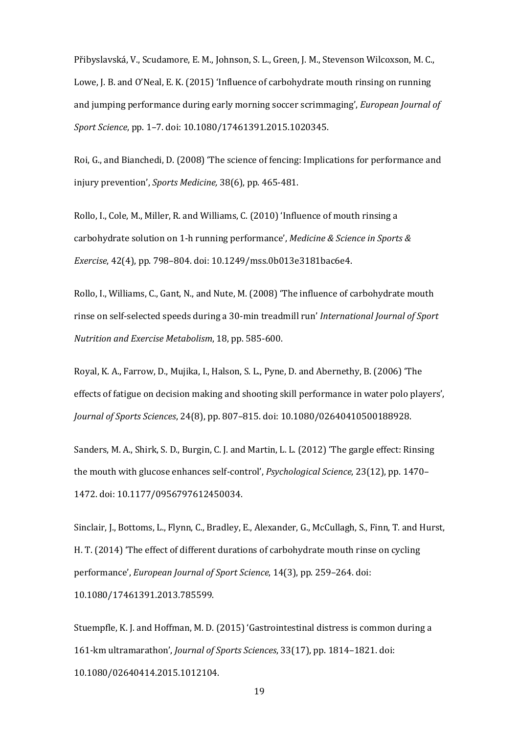Přibyslavská, V., Scudamore, E. M., Johnson, S. L., Green, J. M., Stevenson Wilcoxson, M. C., Lowe, J. B. and O'Neal, E. K. (2015) 'Influence of carbohydrate mouth rinsing on running and jumping performance during early morning soccer scrimmaging', *European Journal of Sport Science*, pp. 1–7. doi: 10.1080/17461391.2015.1020345.

Roi, G., and Bianchedi, D. (2008) 'The science of fencing: Implications for performance and injury prevention', *Sports Medicine,* 38(6), pp. 465-481.

Rollo, I., Cole, M., Miller, R. and Williams, C. (2010) 'Influence of mouth rinsing a carbohydrate solution on 1-h running performance', *Medicine & Science in Sports & Exercise*, 42(4), pp. 798–804. doi: 10.1249/mss.0b013e3181bac6e4.

Rollo, I., Williams, C., Gant, N., and Nute, M. (2008) 'The influence of carbohydrate mouth rinse on self-selected speeds during a 30-min treadmill run' *International Journal of Sport Nutrition and Exercise Metabolism*, 18, pp. 585-600.

Royal, K. A., Farrow, D., Mujika, I., Halson, S. L., Pyne, D. and Abernethy, B. (2006) 'The effects of fatigue on decision making and shooting skill performance in water polo players', *Journal of Sports Sciences*, 24(8), pp. 807–815. doi: 10.1080/02640410500188928.

Sanders, M. A., Shirk, S. D., Burgin, C. J. and Martin, L. L. (2012) 'The gargle effect: Rinsing the mouth with glucose enhances self-control', *Psychological Science*, 23(12), pp. 1470–1472. doi: 10.1177/0956797612450034.

Sinclair, J., Bottoms, L., Flynn, C., Bradley, E., Alexander, G., McCullagh, S., Finn, T. and Hurst, H. T. (2014) 'The effect of different durations of carbohydrate mouth rinse on cycling performance', *European Journal of Sport Science*, 14(3), pp. 259–264. doi: 10.1080/17461391.2013.785599.

Stuempfle, K. J. and Hoffman, M. D. (2015) 'Gastrointestinal distress is common during a 161-km ultramarathon', *Journal of Sports Sciences*, 33(17), pp. 1814–1821. doi: 10.1080/02640414.2015.1012104.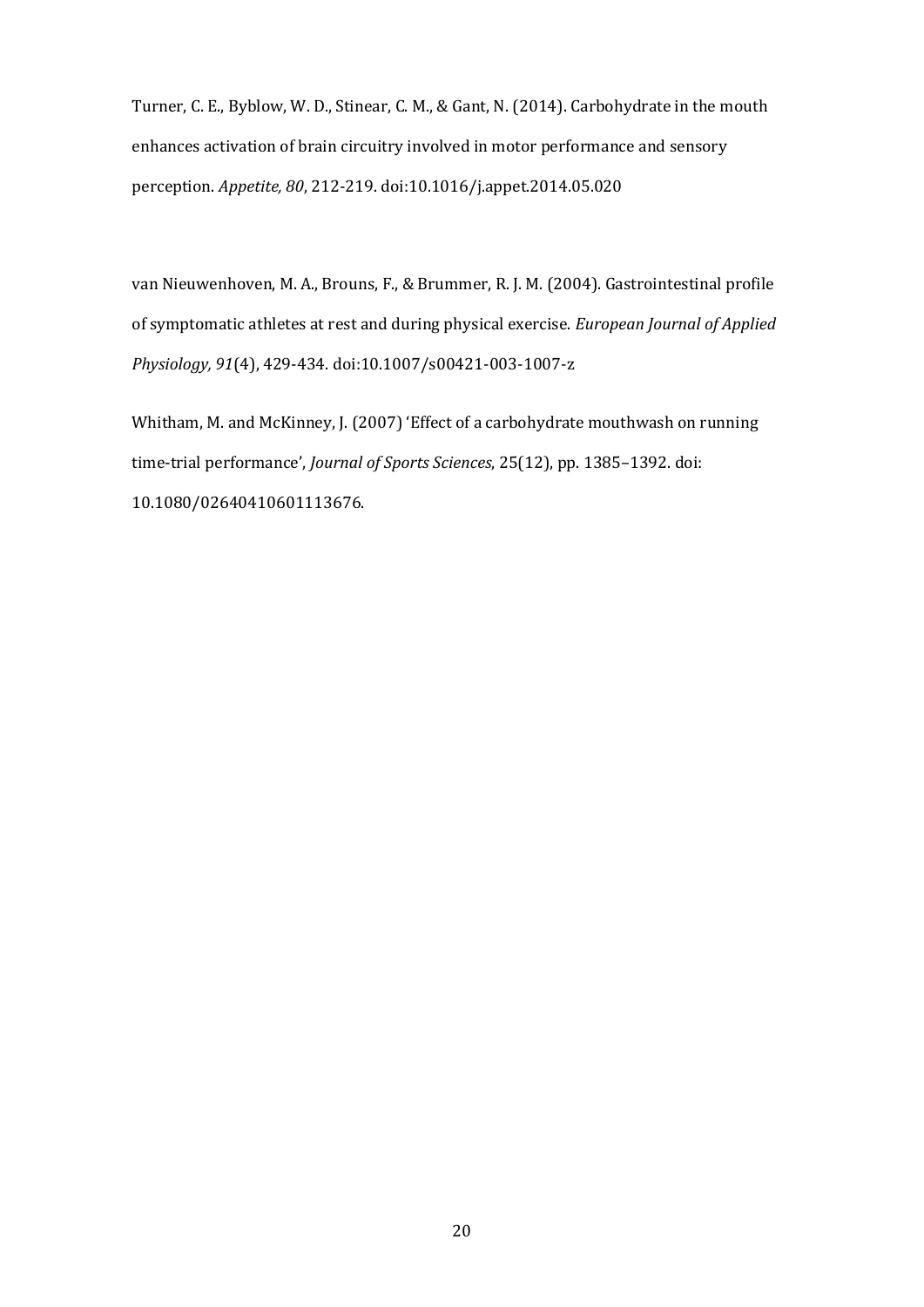Turner, C. E., Byblow, W. D., Stinear, C. M., & Gant, N. (2014). Carbohydrate in the mouth enhances activation of brain circuitry involved in motor performance and sensory perception. *Appetite, 80*, 212-219. doi:10.1016/j.appet.2014.05.020

van Nieuwenhoven, M. A., Brouns, F., & Brummer, R. J. M. (2004). Gastrointestinal profile of symptomatic athletes at rest and during physical exercise. *European Journal of Applied Physiology, 91*(4), 429-434. doi:10.1007/s00421-003-1007-z

Whitham, M. and McKinney, J. (2007) 'Effect of a carbohydrate mouthwash on running time-trial performance', *Journal of Sports Sciences*, 25(12), pp. 1385–1392. doi: 10.1080/02640410601113676.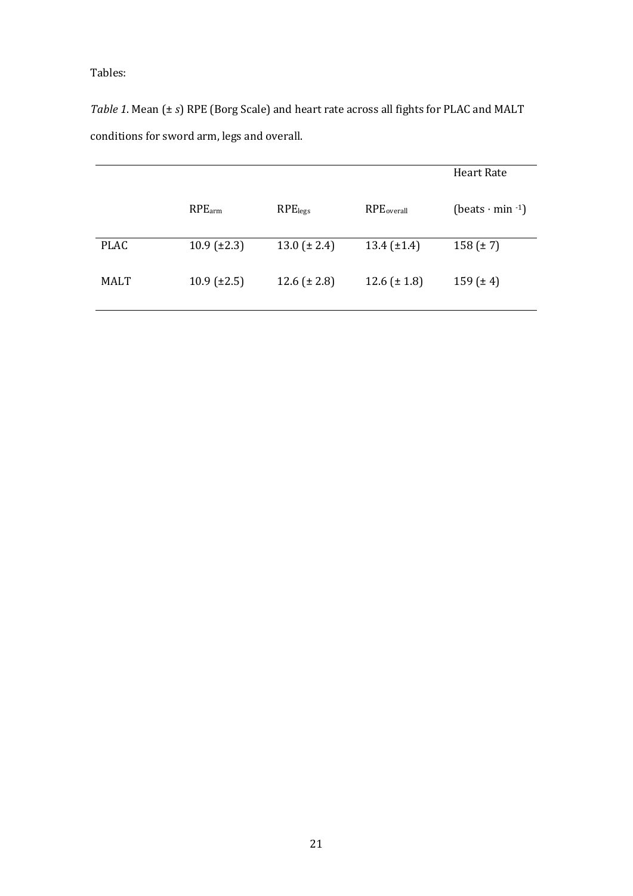Tables:

*Table 1.* Mean (± *s*) RPE (Borg Scale) and heart rate across all fights for PLAC and MALT conditions for sword arm, legs and overall.

| | $RPE_{arm}$ | $RPE_{legs}$ | $RPE_{overall}$ | Heart Rate (beats · $min^{-1}$) |
|---|---|---|---|---|
| PLAC | 10.9 (±2.3) | 13.0 (± 2.4) | 13.4 (±1.4) | 158 (± 7) |
| MALT | 10.9 (±2.5) | 12.6 (± 2.8) | 12.6 (± 1.8) | 159 (± 4) |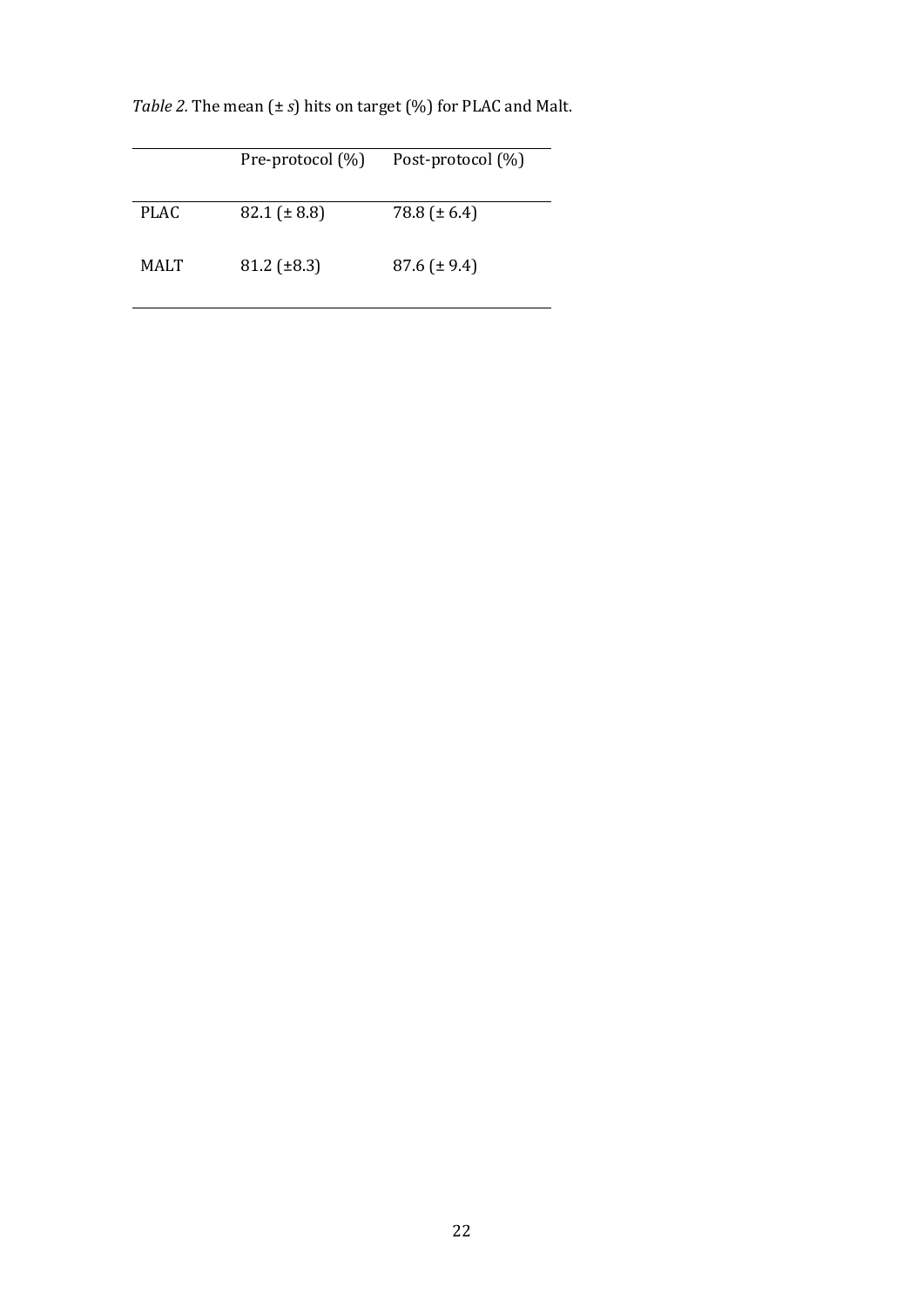*Table 2.* The mean (± *s*) hits on target (%) for PLAC and Malt.

| | Pre-protocol (%) | Post-protocol (%) |
|---|---|---|
| PLAC | 82.1 (± 8.8) | 78.8 (± 6.4) |
| MALT | 81.2 (±8.3) | 87.6 (± 9.4) |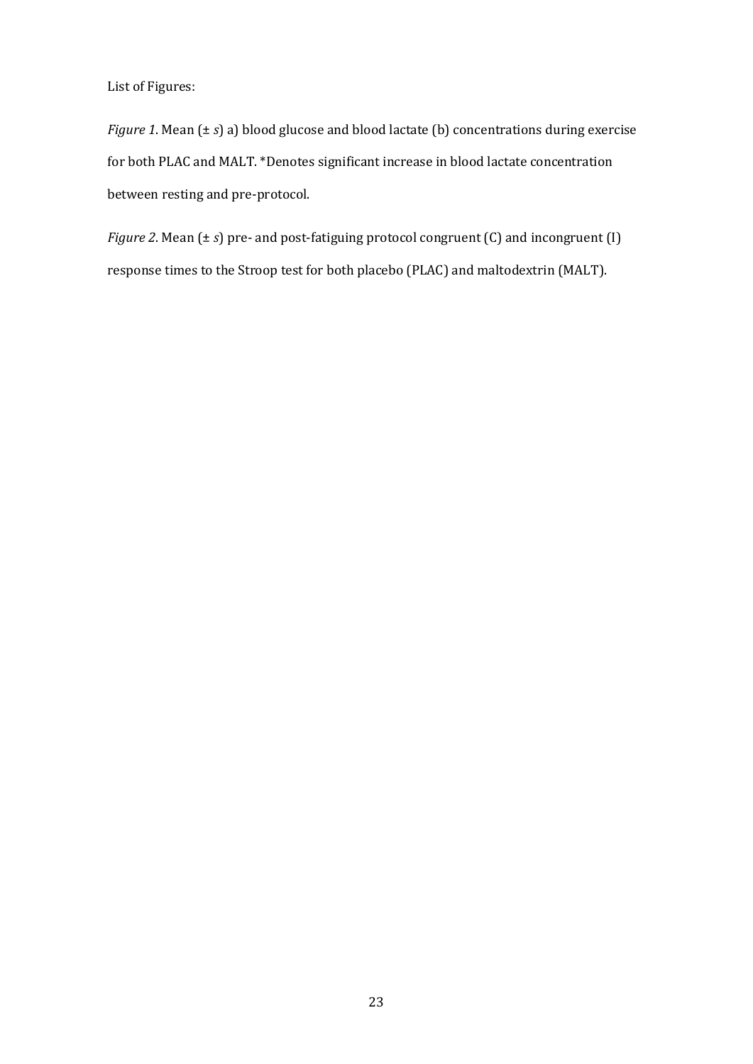List of Figures:

*Figure 1*. Mean (± *s*) a) blood glucose and blood lactate (b) concentrations during exercise for both PLAC and MALT. *Denotes significant increase in blood lactate concentration between resting and pre-protocol.

*Figure 2*. Mean (± *s*) pre- and post-fatiguing protocol congruent (C) and incongruent (I) response times to the Stroop test for both placebo (PLAC) and maltodextrin (MALT).